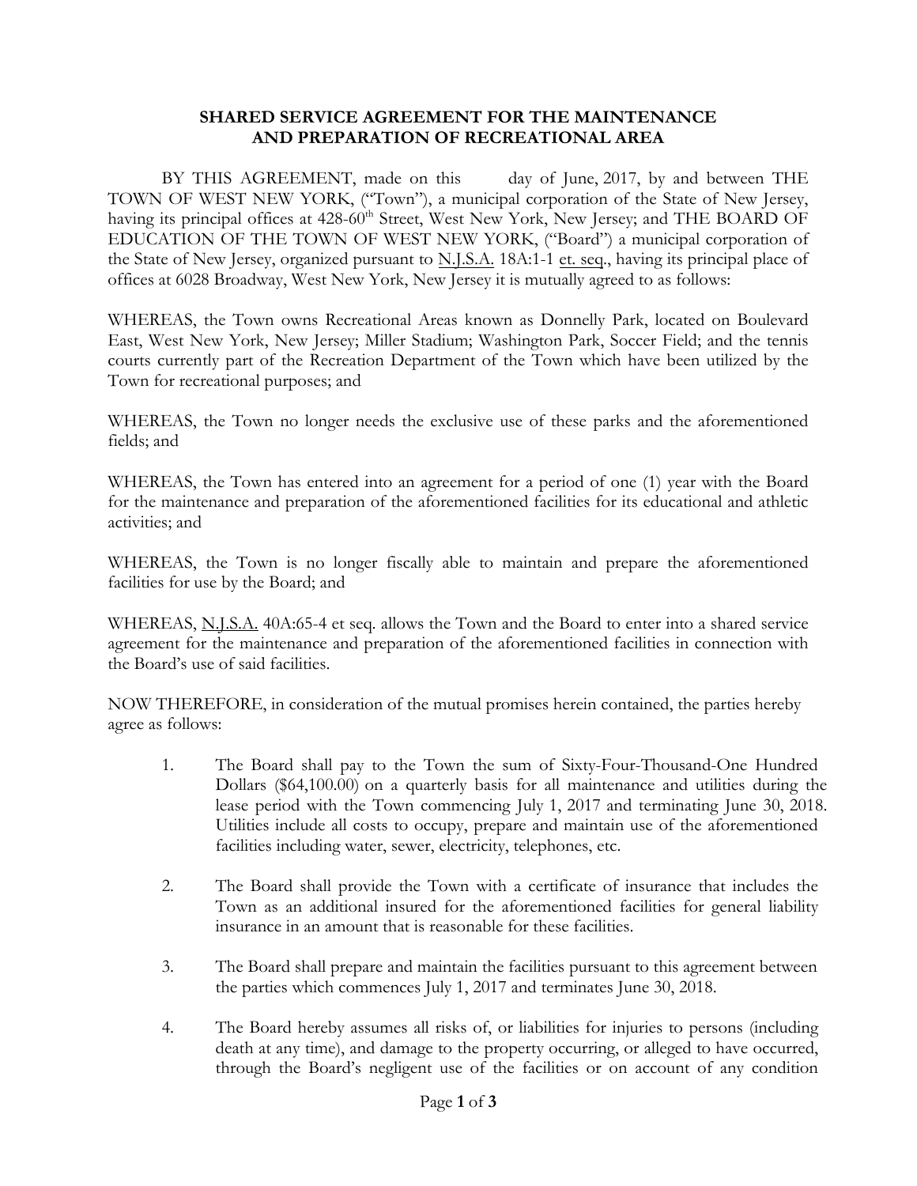**SHARED SERVICE AGREEMENT FOR THE MAINTENANCE AND PREPARATION OF RECREATIONAL AREA**

BY THIS AGREEMENT, made on this day of June, 2017, by and between THE TOWN OF WEST NEW YORK, ("Town"), a municipal corporation of the State of New Jersey, having its principal offices at 428-60th Street, West New York, New Jersey; and THE BOARD OF EDUCATION OF THE TOWN OF WEST NEW YORK, ("Board") a municipal corporation of the State of New Jersey, organized pursuant to N.J.S.A. 18A:1-1 et. seq., having its principal place of offices at 6028 Broadway, West New York, New Jersey it is mutually agreed to as follows:

WHEREAS, the Town owns Recreational Areas known as Donnelly Park, located on Boulevard East, West New York, New Jersey; Miller Stadium; Washington Park, Soccer Field; and the tennis courts currently part of the Recreation Department of the Town which have been utilized by the Town for recreational purposes; and

WHEREAS, the Town no longer needs the exclusive use of these parks and the aforementioned fields; and

WHEREAS, the Town has entered into an agreement for a period of one (1) year with the Board for the maintenance and preparation of the aforementioned facilities for its educational and athletic activities; and

WHEREAS, the Town is no longer fiscally able to maintain and prepare the aforementioned facilities for use by the Board; and

WHEREAS, N.J.S.A. 40A:65-4 et seq. allows the Town and the Board to enter into a shared service agreement for the maintenance and preparation of the aforementioned facilities in connection with the Board's use of said facilities.

NOW THEREFORE, in consideration of the mutual promises herein contained, the parties hereby agree as follows:

1. The Board shall pay to the Town the sum of Sixty-Four-Thousand-One Hundred Dollars ($64,100.00) on a quarterly basis for all maintenance and utilities during the lease period with the Town commencing July 1, 2017 and terminating June 30, 2018. Utilities include all costs to occupy, prepare and maintain use of the aforementioned facilities including water, sewer, electricity, telephones, etc.

2. The Board shall provide the Town with a certificate of insurance that includes the Town as an additional insured for the aforementioned facilities for general liability insurance in an amount that is reasonable for these facilities.

3. The Board shall prepare and maintain the facilities pursuant to this agreement between the parties which commences July 1, 2017 and terminates June 30, 2018.

4. The Board hereby assumes all risks of, or liabilities for injuries to persons (including death at any time), and damage to the property occurring, or alleged to have occurred, through the Board's negligent use of the facilities or on account of any condition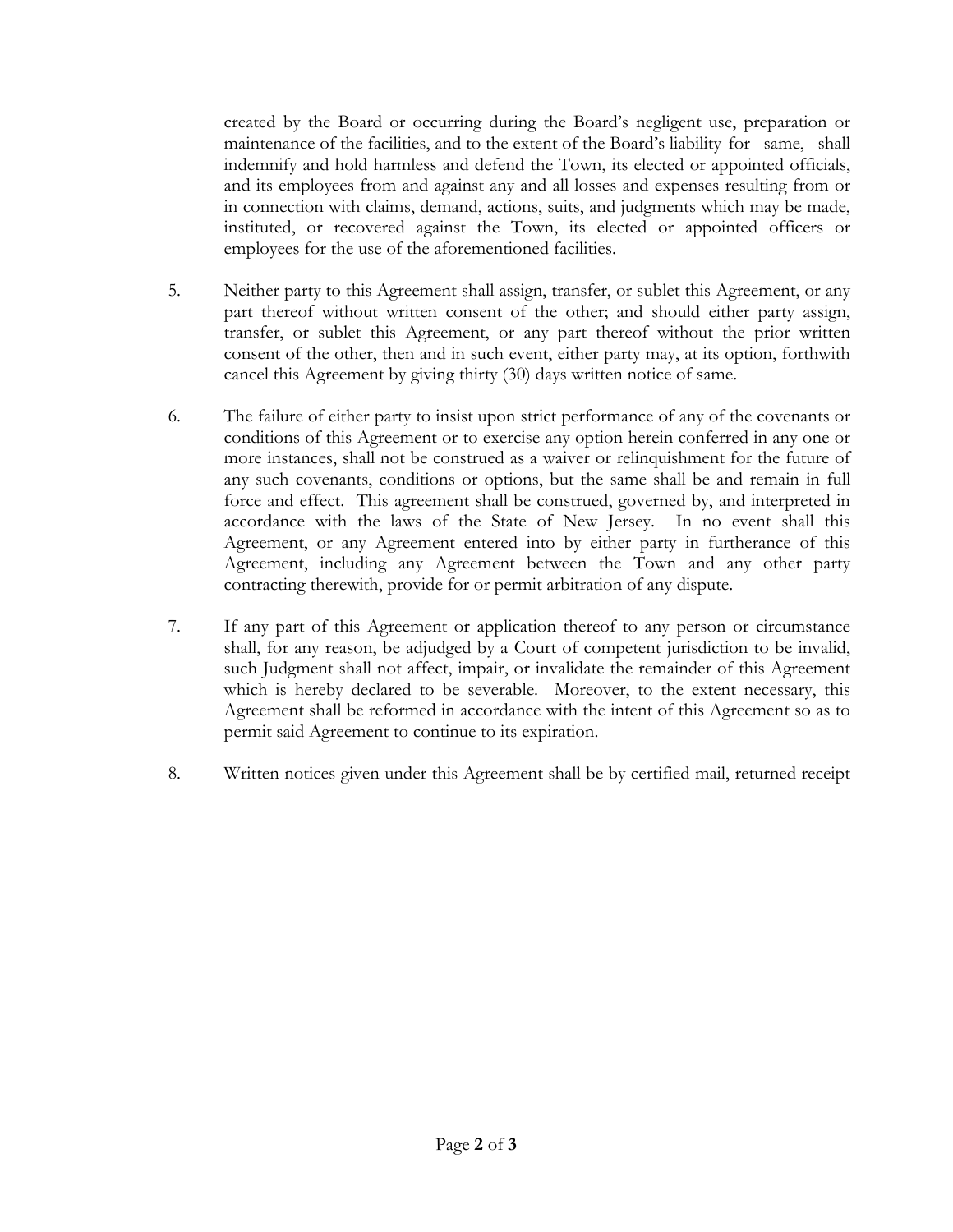created by the Board or occurring during the Board's negligent use, preparation or maintenance of the facilities, and to the extent of the Board's liability for same, shall indemnify and hold harmless and defend the Town, its elected or appointed officials, and its employees from and against any and all losses and expenses resulting from or in connection with claims, demand, actions, suits, and judgments which may be made, instituted, or recovered against the Town, its elected or appointed officers or employees for the use of the aforementioned facilities.

5. Neither party to this Agreement shall assign, transfer, or sublet this Agreement, or any part thereof without written consent of the other; and should either party assign, transfer, or sublet this Agreement, or any part thereof without the prior written consent of the other, then and in such event, either party may, at its option, forthwith cancel this Agreement by giving thirty (30) days written notice of same.

6. The failure of either party to insist upon strict performance of any of the covenants or conditions of this Agreement or to exercise any option herein conferred in any one or more instances, shall not be construed as a waiver or relinquishment for the future of any such covenants, conditions or options, but the same shall be and remain in full force and effect. This agreement shall be construed, governed by, and interpreted in accordance with the laws of the State of New Jersey. In no event shall this Agreement, or any Agreement entered into by either party in furtherance of this Agreement, including any Agreement between the Town and any other party contracting therewith, provide for or permit arbitration of any dispute.

7. If any part of this Agreement or application thereof to any person or circumstance shall, for any reason, be adjudged by a Court of competent jurisdiction to be invalid, such Judgment shall not affect, impair, or invalidate the remainder of this Agreement which is hereby declared to be severable. Moreover, to the extent necessary, this Agreement shall be reformed in accordance with the intent of this Agreement so as to permit said Agreement to continue to its expiration.

8. Written notices given under this Agreement shall be by certified mail, returned receipt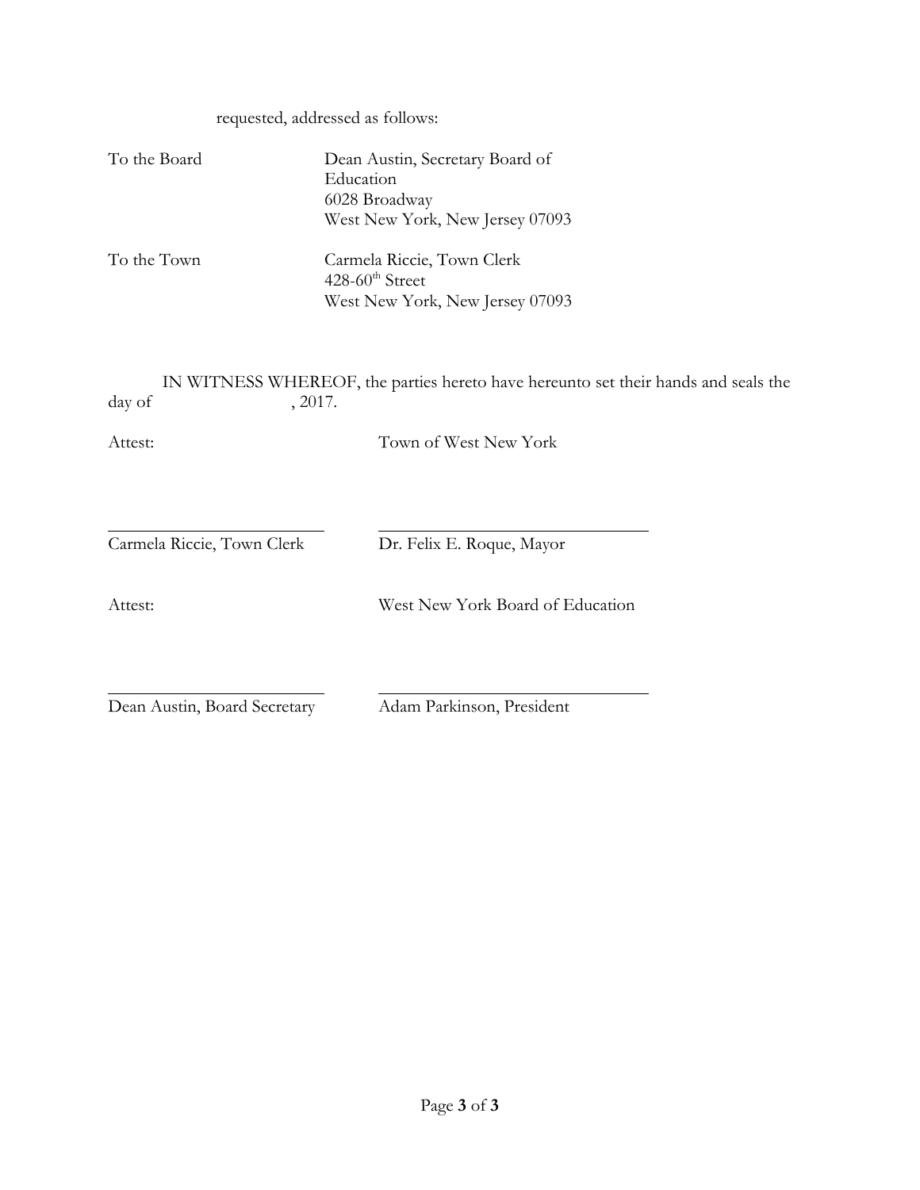requested, addressed as follows:

| | |
|---|---|
| To the Board | Dean Austin, Secretary Board of Education<br>6028 Broadway<br>West New York, New Jersey 07093 |
| To the Town | Carmela Riccie, Town Clerk<br>428-60th Street<br>West New York, New Jersey 07093 |

IN WITNESS WHEREOF, the parties hereto have hereunto set their hands and seals the day of , 2017.

Attest: Town of West New York

\_\_\_\_\_\_\_\_\_\_\_\_\_\_\_\_\_\_\_\_\_\_\_\_ \_\_\_\_\_\_\_\_\_\_\_\_\_\_\_\_\_\_\_\_\_\_\_\_
Carmela Riccie, Town Clerk Dr. Felix E. Roque, Mayor

Attest: West New York Board of Education

\_\_\_\_\_\_\_\_\_\_\_\_\_\_\_\_\_\_\_\_\_\_\_\_ \_\_\_\_\_\_\_\_\_\_\_\_\_\_\_\_\_\_\_\_\_\_\_\_
Dean Austin, Board Secretary Adam Parkinson, President